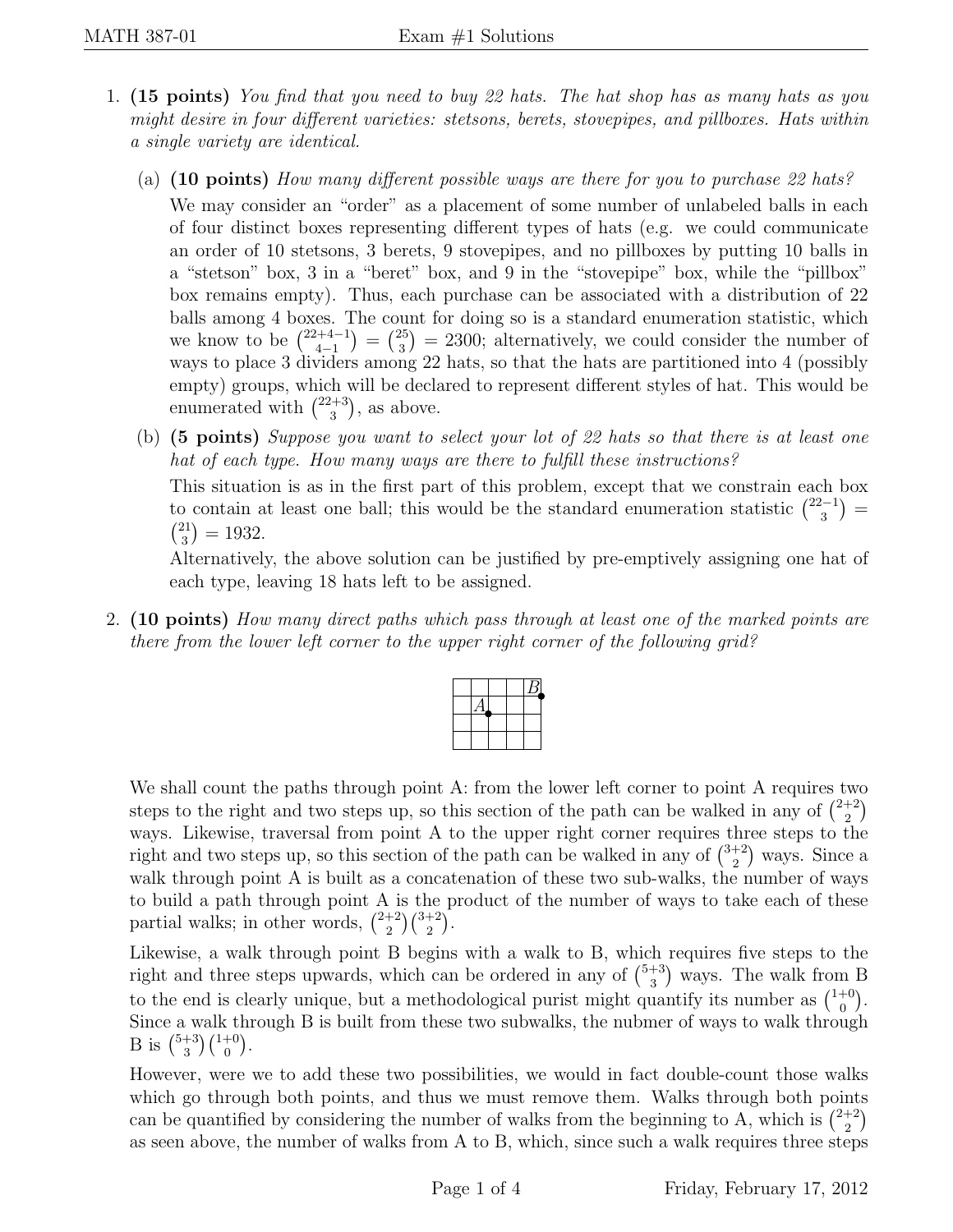1. **(15 points)** *You find that you need to buy 22 hats. The hat shop has as many hats as you might desire in four different varieties: stetsons, berets, stovepipes, and pillboxes. Hats within a single variety are identical.*

   (a) **(10 points)** *How many different possible ways are there for you to purchase 22 hats?*

   We may consider an "order" as a placement of some number of unlabeled balls in each of four distinct boxes representing different types of hats (e.g. we could communicate an order of 10 stetsons, 3 berets, 9 stovepipes, and no pillboxes by putting 10 balls in a "stetson" box, 3 in a "beret" box, and 9 in the "stovepipe" box, while the "pillbox" box remains empty). Thus, each purchase can be associated with a distribution of 22 balls among 4 boxes. The count for doing so is a standard enumeration statistic, which we know to be $\binom{22+4-1}{4-1} = \binom{25}{3} = 2300$; alternatively, we could consider the number of ways to place 3 dividers among 22 hats, so that the hats are partitioned into 4 (possibly empty) groups, which will be declared to represent different styles of hat. This would be enumerated with $\binom{22+3}{3}$, as above.

   (b) **(5 points)** *Suppose you want to select your lot of 22 hats so that there is at least one hat of each type. How many ways are there to fulfill these instructions?*

   This situation is as in the first part of this problem, except that we constrain each box to contain at least one ball; this would be the standard enumeration statistic $\binom{22-1}{3} = \binom{21}{3} = 1932$.

   Alternatively, the above solution can be justified by pre-emptively assigning one hat of each type, leaving 18 hats left to be assigned.

2. **(10 points)** *How many direct paths which pass through at least one of the marked points are there from the lower left corner to the upper right corner of the following grid?*

   We shall count the paths through point A: from the lower left corner to point A requires two steps to the right and two steps up, so this section of the path can be walked in any of $\binom{2+2}{2}$ ways. Likewise, traversal from point A to the upper right corner requires three steps to the right and two steps up, so this section of the path can be walked in any of $\binom{3+2}{2}$ ways. Since a walk through point A is built as a concatenation of these two sub-walks, the number of ways to build a path through point A is the product of the number of ways to take each of these partial walks; in other words, $\binom{2+2}{2}\binom{3+2}{2}$.

   Likewise, a walk through point B begins with a walk to B, which requires five steps to the right and three steps upwards, which can be ordered in any of $\binom{5+3}{3}$ ways. The walk from B to the end is clearly unique, but a methodological purist might quantify its number as $\binom{1+0}{0}$. Since a walk through B is built from these two subwalks, the nubmer of ways to walk through B is $\binom{5+3}{3}\binom{1+0}{0}$.

   However, were we to add these two possibilities, we would in fact double-count those walks which go through both points, and thus we must remove them. Walks through both points can be quantified by considering the number of walks from the beginning to A, which is $\binom{2+2}{2}$ as seen above, the number of walks from A to B, which, since such a walk requires three steps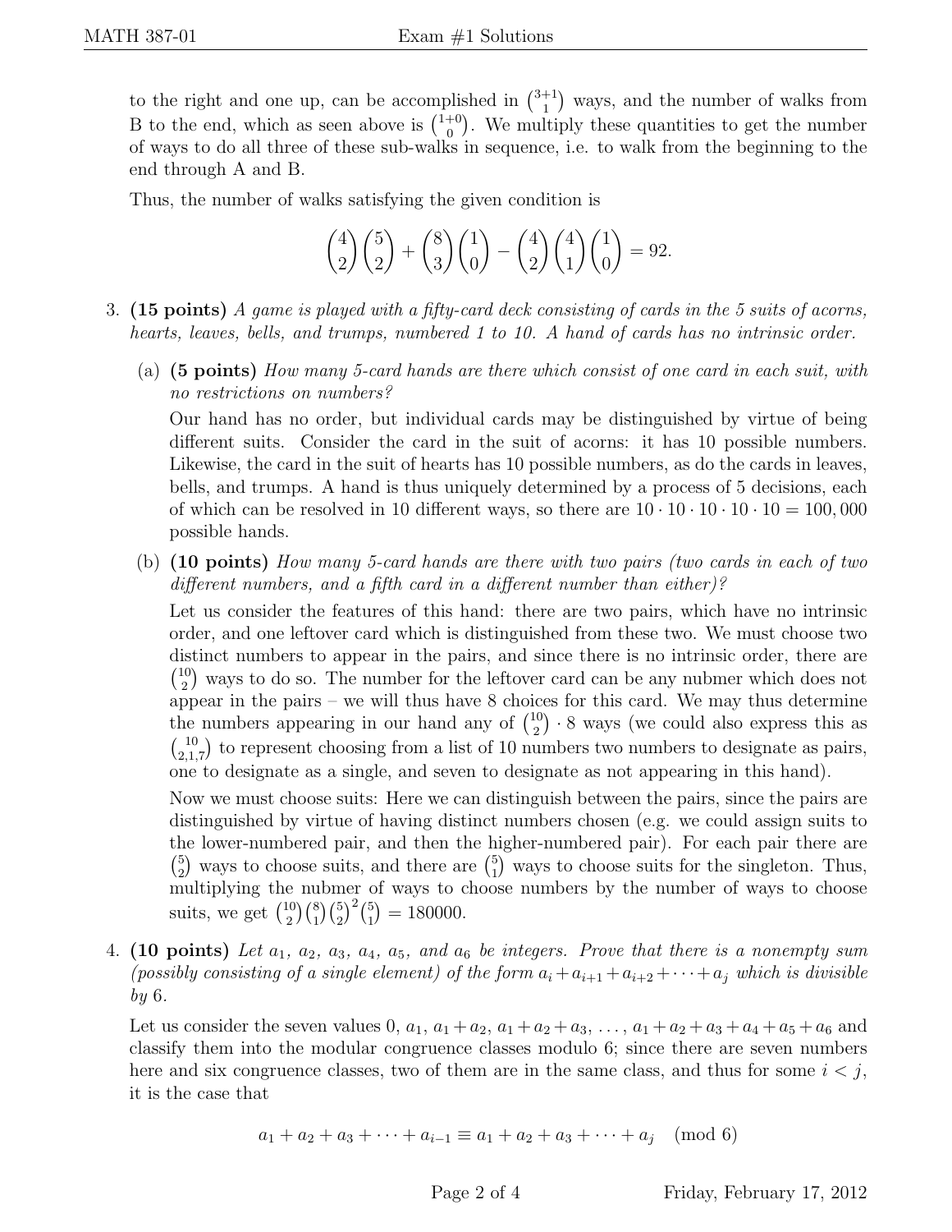to the right and one up, can be accomplished in $\binom{3+1}{1}$ ways, and the number of walks from B to the end, which as seen above is $\binom{1+0}{0}$. We multiply these quantities to get the number of ways to do all three of these sub-walks in sequence, i.e. to walk from the beginning to the end through A and B.

Thus, the number of walks satisfying the given condition is

$$\binom{4}{2}\binom{5}{2} + \binom{8}{3}\binom{1}{0} - \binom{4}{2}\binom{4}{1}\binom{1}{0} = 92.$$

3. **(15 points)** *A game is played with a fifty-card deck consisting of cards in the 5 suits of acorns, hearts, leaves, bells, and trumps, numbered 1 to 10. A hand of cards has no intrinsic order.*

   (a) **(5 points)** *How many 5-card hands are there which consist of one card in each suit, with no restrictions on numbers?*

   Our hand has no order, but individual cards may be distinguished by virtue of being different suits. Consider the card in the suit of acorns: it has 10 possible numbers. Likewise, the card in the suit of hearts has 10 possible numbers, as do the cards in leaves, bells, and trumps. A hand is thus uniquely determined by a process of 5 decisions, each of which can be resolved in 10 different ways, so there are $10 \cdot 10 \cdot 10 \cdot 10 \cdot 10 = 100,000$ possible hands.

   (b) **(10 points)** *How many 5-card hands are there with two pairs (two cards in each of two different numbers, and a fifth card in a different number than either)?*

   Let us consider the features of this hand: there are two pairs, which have no intrinsic order, and one leftover card which is distinguished from these two. We must choose two distinct numbers to appear in the pairs, and since there is no intrinsic order, there are $\binom{10}{2}$ ways to do so. The number for the leftover card can be any nubmer which does not appear in the pairs – we will thus have 8 choices for this card. We may thus determine the numbers appearing in our hand any of $\binom{10}{2} \cdot 8$ ways (we could also express this as $\binom{10}{2,1,7}$ to represent choosing from a list of 10 numbers two numbers to designate as pairs, one to designate as a single, and seven to designate as not appearing in this hand).

   Now we must choose suits: Here we can distinguish between the pairs, since the pairs are distinguished by virtue of having distinct numbers chosen (e.g. we could assign suits to the lower-numbered pair, and then the higher-numbered pair). For each pair there are $\binom{5}{2}$ ways to choose suits, and there are $\binom{5}{1}$ ways to choose suits for the singleton. Thus, multiplying the nubmer of ways to choose numbers by the number of ways to choose suits, we get $\binom{10}{2}\binom{8}{1}\binom{5}{2}^2\binom{5}{1} = 180000$.

4. **(10 points)** *Let $a_1$, $a_2$, $a_3$, $a_4$, $a_5$, and $a_6$ be integers. Prove that there is a nonempty sum (possibly consisting of a single element) of the form $a_i + a_{i+1} + a_{i+2} + \cdots + a_j$ which is divisible by 6.*

   Let us consider the seven values $0$, $a_1$, $a_1 + a_2$, $a_1 + a_2 + a_3$, $\ldots$, $a_1 + a_2 + a_3 + a_4 + a_5 + a_6$ and classify them into the modular congruence classes modulo 6; since there are seven numbers here and six congruence classes, two of them are in the same class, and thus for some $i < j$, it is the case that

$$a_1 + a_2 + a_3 + \cdots + a_{i-1} \equiv a_1 + a_2 + a_3 + \cdots + a_j \pmod 6$$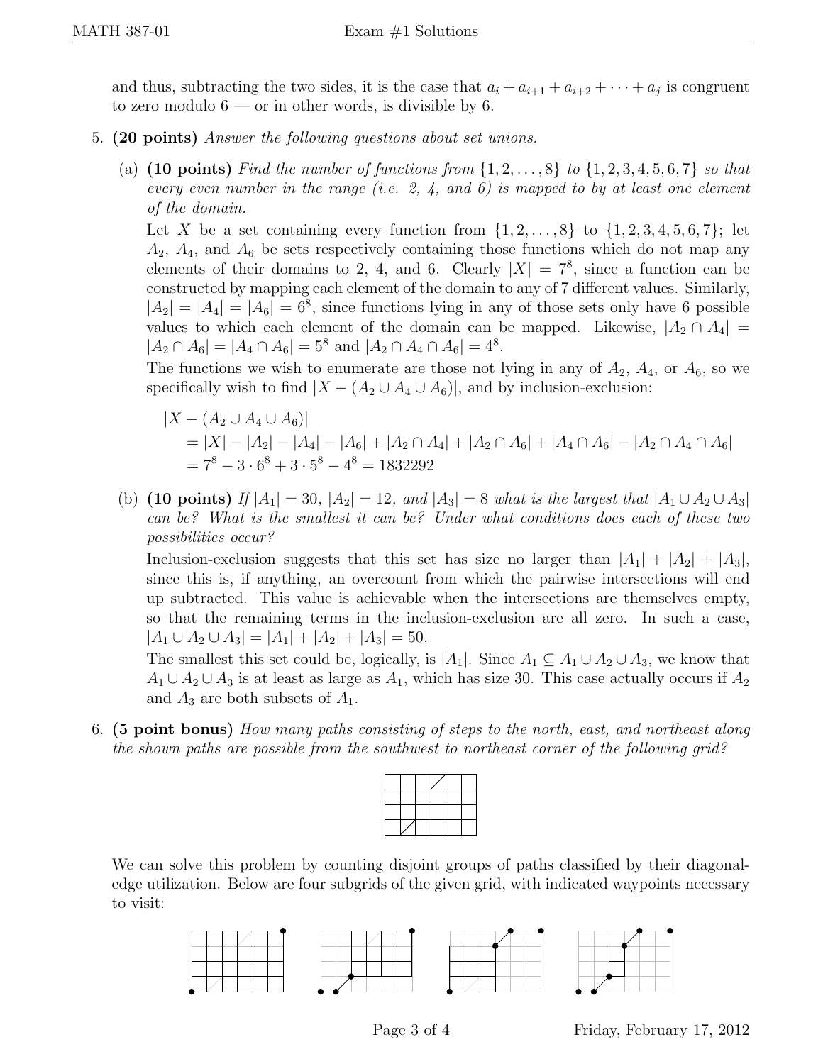and thus, subtracting the two sides, it is the case that $a_i + a_{i+1} + a_{i+2} + \cdots + a_j$ is congruent to zero modulo 6 — or in other words, is divisible by 6.

5. **(20 points)** *Answer the following questions about set unions.*

   (a) **(10 points)** *Find the number of functions from $\{1, 2, \ldots, 8\}$ to $\{1, 2, 3, 4, 5, 6, 7\}$ so that every even number in the range (i.e. 2, 4, and 6) is mapped to by at least one element of the domain.*

   Let $X$ be a set containing every function from $\{1, 2, \ldots, 8\}$ to $\{1, 2, 3, 4, 5, 6, 7\}$; let $A_2$, $A_4$, and $A_6$ be sets respectively containing those functions which do not map any elements of their domains to 2, 4, and 6. Clearly $|X| = 7^8$, since a function can be constructed by mapping each element of the domain to any of 7 different values. Similarly, $|A_2| = |A_4| = |A_6| = 6^8$, since functions lying in any of those sets only have 6 possible values to which each element of the domain can be mapped. Likewise, $|A_2 \cap A_4| = |A_2 \cap A_6| = |A_4 \cap A_6| = 5^8$ and $|A_2 \cap A_4 \cap A_6| = 4^8$.

   The functions we wish to enumerate are those not lying in any of $A_2$, $A_4$, or $A_6$, so we specifically wish to find $|X - (A_2 \cup A_4 \cup A_6)|$, and by inclusion-exclusion:

   $$\begin{aligned}
   &|X - (A_2 \cup A_4 \cup A_6)| \\
   &\quad = |X| - |A_2| - |A_4| - |A_6| + |A_2 \cap A_4| + |A_2 \cap A_6| + |A_4 \cap A_6| - |A_2 \cap A_4 \cap A_6| \\
   &\quad = 7^8 - 3 \cdot 6^8 + 3 \cdot 5^8 - 4^8 = 1832292
   \end{aligned}$$

   (b) **(10 points)** *If $|A_1| = 30$, $|A_2| = 12$, and $|A_3| = 8$ what is the largest that $|A_1 \cup A_2 \cup A_3|$ can be? What is the smallest it can be? Under what conditions does each of these two possibilities occur?*

   Inclusion-exclusion suggests that this set has size no larger than $|A_1| + |A_2| + |A_3|$, since this is, if anything, an overcount from which the pairwise intersections will end up subtracted. This value is achievable when the intersections are themselves empty, so that the remaining terms in the inclusion-exclusion are all zero. In such a case, $|A_1 \cup A_2 \cup A_3| = |A_1| + |A_2| + |A_3| = 50$.

   The smallest this set could be, logically, is $|A_1|$. Since $A_1 \subseteq A_1 \cup A_2 \cup A_3$, we know that $A_1 \cup A_2 \cup A_3$ is at least as large as $A_1$, which has size 30. This case actually occurs if $A_2$ and $A_3$ are both subsets of $A_1$.

6. **(5 point bonus)** *How many paths consisting of steps to the north, east, and northeast along the shown paths are possible from the southwest to northeast corner of the following grid?*

We can solve this problem by counting disjoint groups of paths classified by their diagonal-edge utilization. Below are four subgrids of the given grid, with indicated waypoints necessary to visit: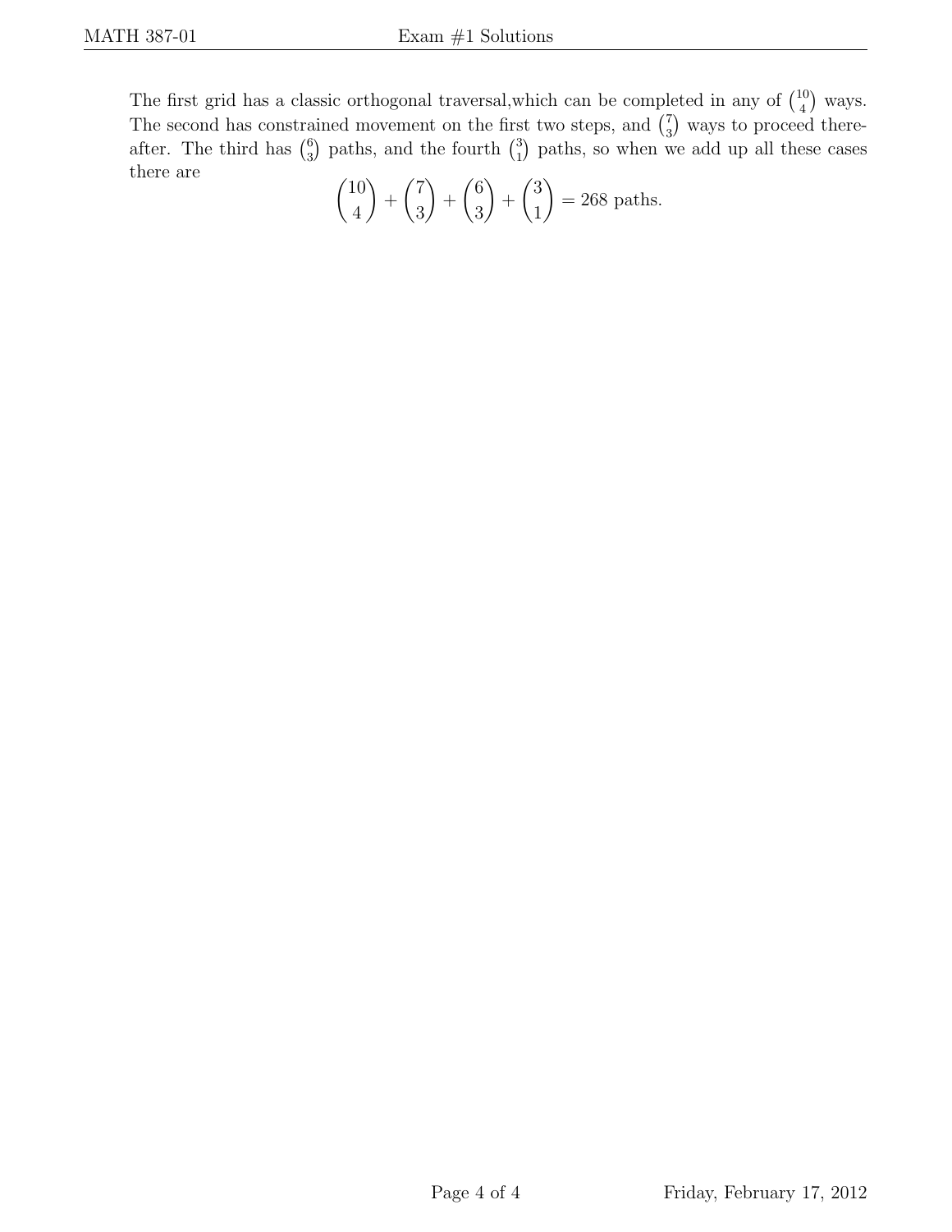The first grid has a classic orthogonal traversal,which can be completed in any of $\binom{10}{4}$ ways. The second has constrained movement on the first two steps, and $\binom{7}{3}$ ways to proceed thereafter. The third has $\binom{6}{3}$ paths, and the fourth $\binom{3}{1}$ paths, so when we add up all these cases there are

$$\binom{10}{4} + \binom{7}{3} + \binom{6}{3} + \binom{3}{1} = 268 \text{ paths.}$$